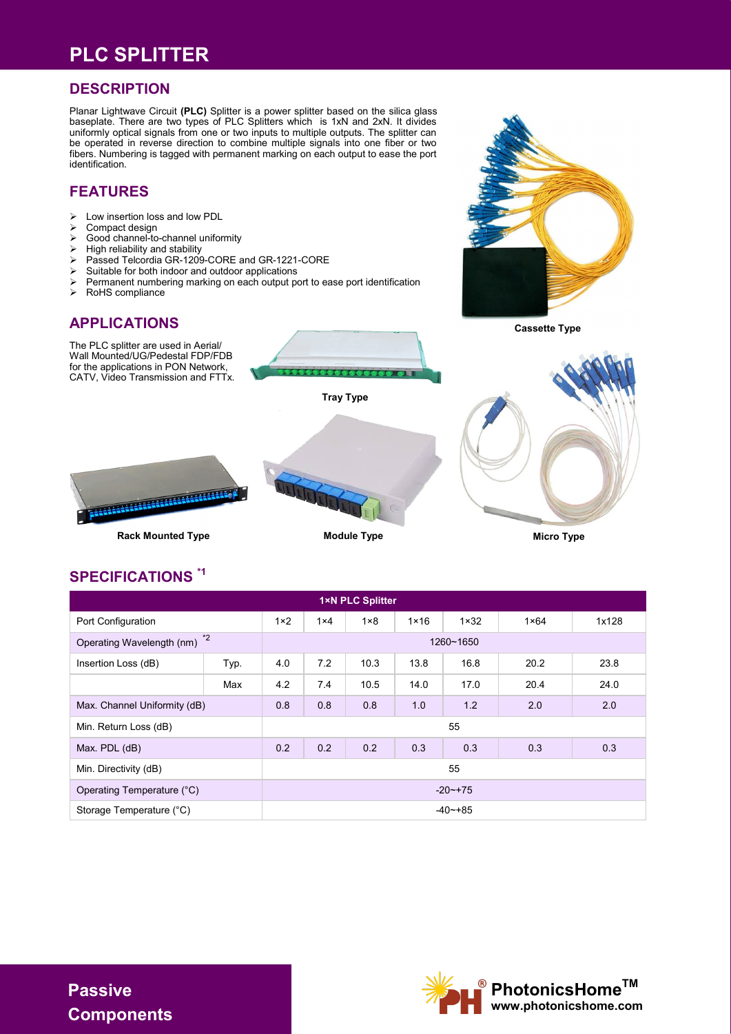# PLC SPLITTER

## DESCRIPTION

Planar Lightwave Circuit **(PLC)** Splitter is a power splitter based on the silica glass baseplate. There are two types of PLC Splitters which is 1xN and 2xN. It divides uniformly optical signals from one or two inputs to multiple outputs. The splitter can be operated in reverse direction to combine multiple signals into one fiber or two fibers. Numbering is tagged with permanent marking on each output to ease the port identification.

## FEATURES

- Low insertion loss and low PDL
- Compact design
- Good channel-to-channel uniformity
- High reliability and stability
- Passed Telcordia GR-1209-CORE and GR-1221-CORE
- Suitable for both indoor and outdoor applications
- Permanent numbering marking on each output port to ease port identification
- RoHS compliance

## APPLICATIONS

The PLC splitter are used in Aerial/ Wall Mounted/UG/Pedestal FDP/FDB for the applications in PON Network, CATV, Video Transmission and FTTx.

Cassette Type

Tray Type

Rack Mounted Type

Module Type

Micro Type

## SPECIFICATIONS [*1]

| 1×N PLC Splitter | | | | | | | | |
|---|---|---|---|---|---|---|---|---|
| Port Configuration | | 1×2 | 1×4 | 1×8 | 1×16 | 1×32 | 1×64 | 1x128 |
| Operating Wavelength (nm) [*2] | | 1260~1650 | | | | | | |
| Insertion Loss (dB) | Typ. | 4.0 | 7.2 | 10.3 | 13.8 | 16.8 | 20.2 | 23.8 |
| | Max | 4.2 | 7.4 | 10.5 | 14.0 | 17.0 | 20.4 | 24.0 |
| Max. Channel Uniformity (dB) | | 0.8 | 0.8 | 0.8 | 1.0 | 1.2 | 2.0 | 2.0 |
| Min. Return Loss (dB) | | 55 | | | | | | |
| Max. PDL (dB) | | 0.2 | 0.2 | 0.2 | 0.3 | 0.3 | 0.3 | 0.3 |
| Min. Directivity (dB) | | 55 | | | | | | |
| Operating Temperature (°C) | | -20~+75 | | | | | | |
| Storage Temperature (°C) | | -40~+85 | | | | | | |

**Passive Components**

PhotonicsHome™
www.photonicshome.com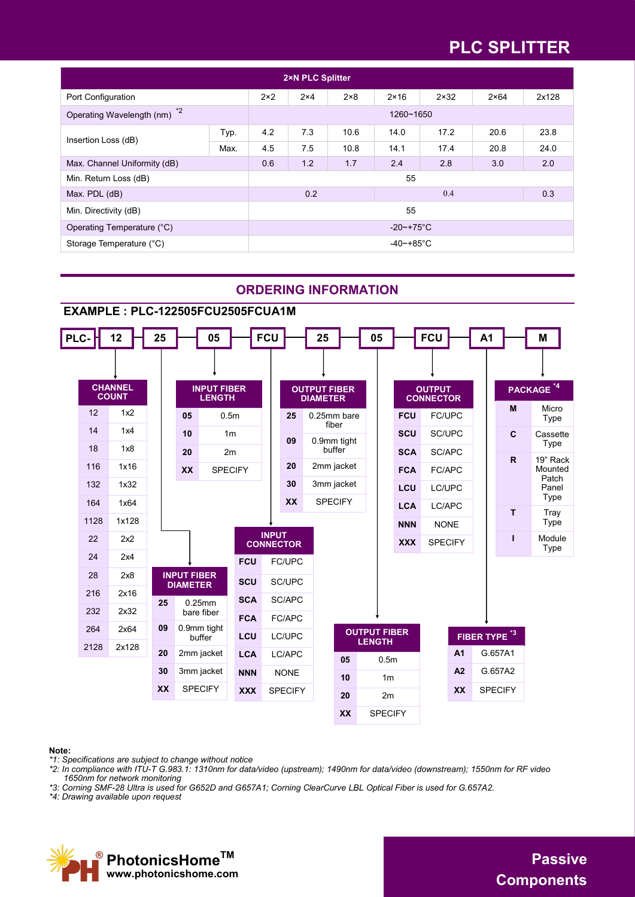# PLC SPLITTER

| 2×N PLC Splitter | | | | | | | | |
|---|---|---|---|---|---|---|---|---|
| Port Configuration | | 2×2 | 2×4 | 2×8 | 2×16 | 2×32 | 2×64 | 2x128 |
| Operating Wavelength (nm) *2 | | 1260~1650 | | | | | | |
| Insertion Loss (dB) | Typ. | 4.2 | 7.3 | 10.6 | 14.0 | 17.2 | 20.6 | 23.8 |
| | Max. | 4.5 | 7.5 | 10.8 | 14.1 | 17.4 | 20.8 | 24.0 |
| Max. Channel Uniformity (dB) | | 0.6 | 1.2 | 1.7 | 2.4 | 2.8 | 3.0 | 2.0 |
| Min. Return Loss (dB) | | 55 | | | | | | |
| Max. PDL (dB) | | 0.2 | | | 0.4 | | | 0.3 |
| Min. Directivity (dB) | | 55 | | | | | | |
| Operating Temperature (°C) | | -20~+75°C | | | | | | |
| Storage Temperature (°C) | | -40~+85°C | | | | | | |

## ORDERING INFORMATION

**EXAMPLE : PLC-122505FCU2505FCUA1M**

PLC- | 12 | 25 | 05 | FCU | 25 | 05 | FCU | A1 | M

**CHANNEL COUNT**

| | |
|---|---|
| 12 | 1x2 |
| 14 | 1x4 |
| 18 | 1x8 |
| 116 | 1x16 |
| 132 | 1x32 |
| 164 | 1x64 |
| 1128 | 1x128 |
| 22 | 2x2 |
| 24 | 2x4 |
| 28 | 2x8 |
| 216 | 2x16 |
| 232 | 2x32 |
| 264 | 2x64 |
| 2128 | 2x128 |

**INPUT FIBER DIAMETER**

| | |
|---|---|
| 25 | 0.25mm bare fiber |
| 09 | 0.9mm tight buffer |
| 20 | 2mm jacket |
| 30 | 3mm jacket |
| XX | SPECIFY |

**INPUT FIBER LENGTH**

| | |
|---|---|
| 05 | 0.5m |
| 10 | 1m |
| 20 | 2m |
| XX | SPECIFY |

**INPUT CONNECTOR**

| | |
|---|---|
| FCU | FC/UPC |
| SCU | SC/UPC |
| SCA | SC/APC |
| FCA | FC/APC |
| LCU | LC/UPC |
| LCA | LC/APC |
| NNN | NONE |
| XXX | SPECIFY |

**OUTPUT FIBER DIAMETER**

| | |
|---|---|
| 25 | 0.25mm bare fiber |
| 09 | 0.9mm tight buffer |
| 20 | 2mm jacket |
| 30 | 3mm jacket |
| XX | SPECIFY |

**OUTPUT FIBER LENGTH**

| | |
|---|---|
| 05 | 0.5m |
| 10 | 1m |
| 20 | 2m |
| XX | SPECIFY |

**OUTPUT CONNECTOR**

| | |
|---|---|
| FCU | FC/UPC |
| SCU | SC/UPC |
| SCA | SC/APC |
| FCA | FC/APC |
| LCU | LC/UPC |
| LCA | LC/APC |
| NNN | NONE |
| XXX | SPECIFY |

**FIBER TYPE *3**

| | |
|---|---|
| A1 | G.657A1 |
| A2 | G.657A2 |
| XX | SPECIFY |

**PACKAGE *4**

| | |
|---|---|
| M | Micro Type |
| C | Cassette Type |
| R | 19" Rack Mounted Patch Panel Type |
| T | Tray Type |
| I | Module Type |

**Note:**

*\*1: Specifications are subject to change without notice*
*\*2: In compliance with ITU-T G.983.1: 1310nm for data/video (upstream); 1490nm for data/video (downstream); 1550nm for RF video 1650nm for network monitoring*
*\*3: Corning SMF-28 Ultra is used for G652D and G657A1; Corning ClearCurve LBL Optical Fiber is used for G.657A2.*
*\*4: Drawing available upon request*

PhotonicsHome™
www.photonicshome.com

Passive Components